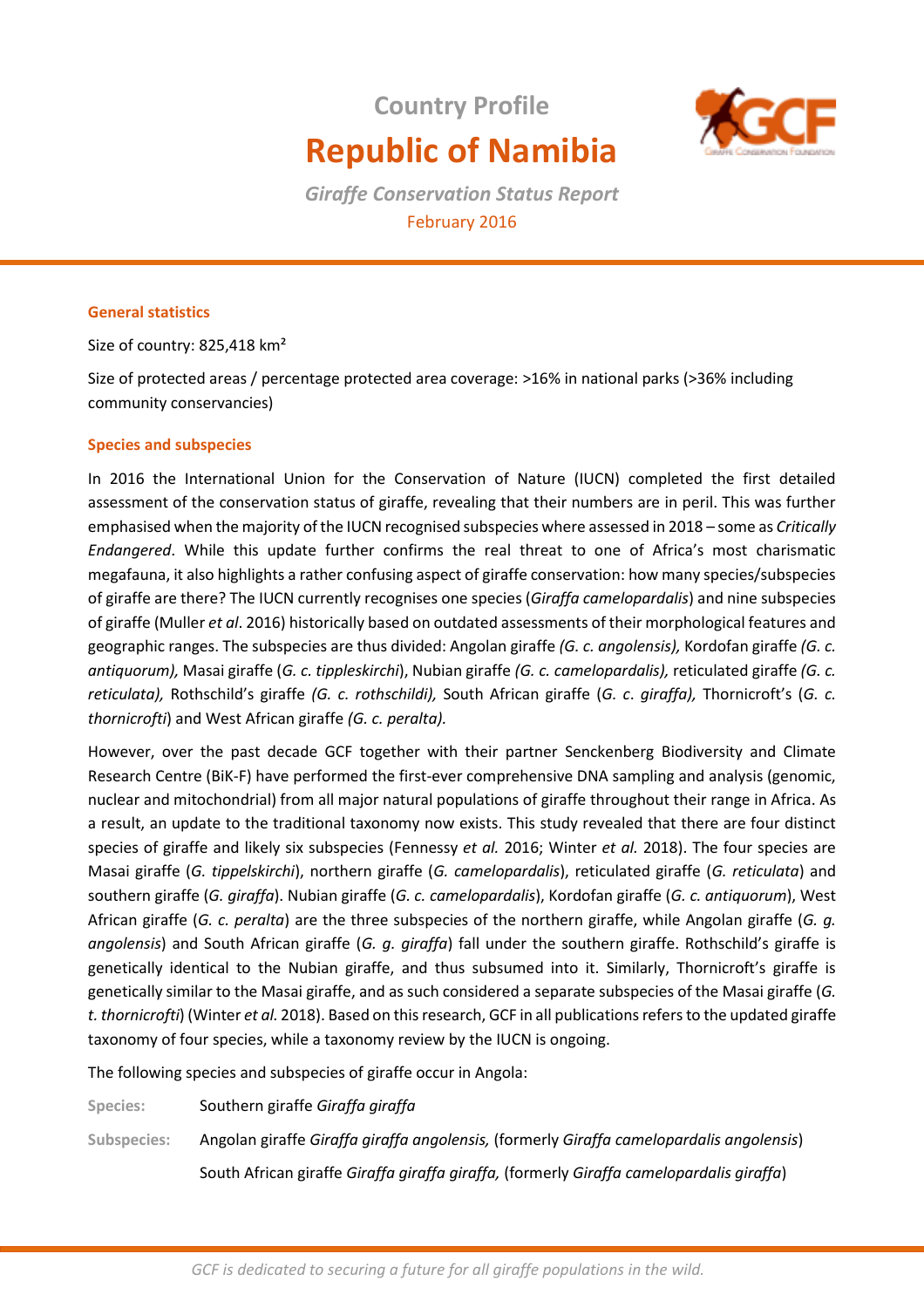Country Profile

# Republic of Namibia

*Giraffe Conservation Status Report*

February 2016

### General statistics

Size of country: 825,418 km²

Size of protected areas / percentage protected area coverage: >16% in national parks (>36% including community conservancies)

### Species and subspecies

In 2016 the International Union for the Conservation of Nature (IUCN) completed the first detailed assessment of the conservation status of giraffe, revealing that their numbers are in peril. This was further emphasised when the majority of the IUCN recognised subspecies where assessed in 2018 – some as *Critically Endangered*. While this update further confirms the real threat to one of Africa's most charismatic megafauna, it also highlights a rather confusing aspect of giraffe conservation: how many species/subspecies of giraffe are there? The IUCN currently recognises one species (*Giraffa camelopardalis*) and nine subspecies of giraffe (Muller *et al*. 2016) historically based on outdated assessments of their morphological features and geographic ranges. The subspecies are thus divided: Angolan giraffe *(G. c. angolensis),* Kordofan giraffe *(G. c. antiquorum),* Masai giraffe (*G. c. tippleskirchi*), Nubian giraffe *(G. c. camelopardalis),* reticulated giraffe *(G. c. reticulata),* Rothschild's giraffe *(G. c. rothschildi),* South African giraffe (*G. c*. *giraffa),* Thornicroft's (*G. c. thornicrofti*) and West African giraffe *(G. c. peralta).*

However, over the past decade GCF together with their partner Senckenberg Biodiversity and Climate Research Centre (BiK-F) have performed the first-ever comprehensive DNA sampling and analysis (genomic, nuclear and mitochondrial) from all major natural populations of giraffe throughout their range in Africa. As a result, an update to the traditional taxonomy now exists. This study revealed that there are four distinct species of giraffe and likely six subspecies (Fennessy *et al.* 2016; Winter *et al.* 2018). The four species are Masai giraffe (*G. tippelskirchi*), northern giraffe (*G. camelopardalis*), reticulated giraffe (*G. reticulata*) and southern giraffe (*G. giraffa*). Nubian giraffe (*G. c. camelopardalis*), Kordofan giraffe (*G. c. antiquorum*), West African giraffe (*G. c. peralta*) are the three subspecies of the northern giraffe, while Angolan giraffe (*G. g. angolensis*) and South African giraffe (*G. g. giraffa*) fall under the southern giraffe. Rothschild's giraffe is genetically identical to the Nubian giraffe, and thus subsumed into it. Similarly, Thornicroft's giraffe is genetically similar to the Masai giraffe, and as such considered a separate subspecies of the Masai giraffe (*G. t. thornicrofti*) (Winter *et al.* 2018). Based on this research, GCF in all publications refers to the updated giraffe taxonomy of four species, while a taxonomy review by the IUCN is ongoing.

The following species and subspecies of giraffe occur in Angola:

**Species:** Southern giraffe *Giraffa giraffa*

**Subspecies:** Angolan giraffe *Giraffa giraffa angolensis,* (formerly *Giraffa camelopardalis angolensis*)

South African giraffe *Giraffa giraffa giraffa,* (formerly *Giraffa camelopardalis giraffa*)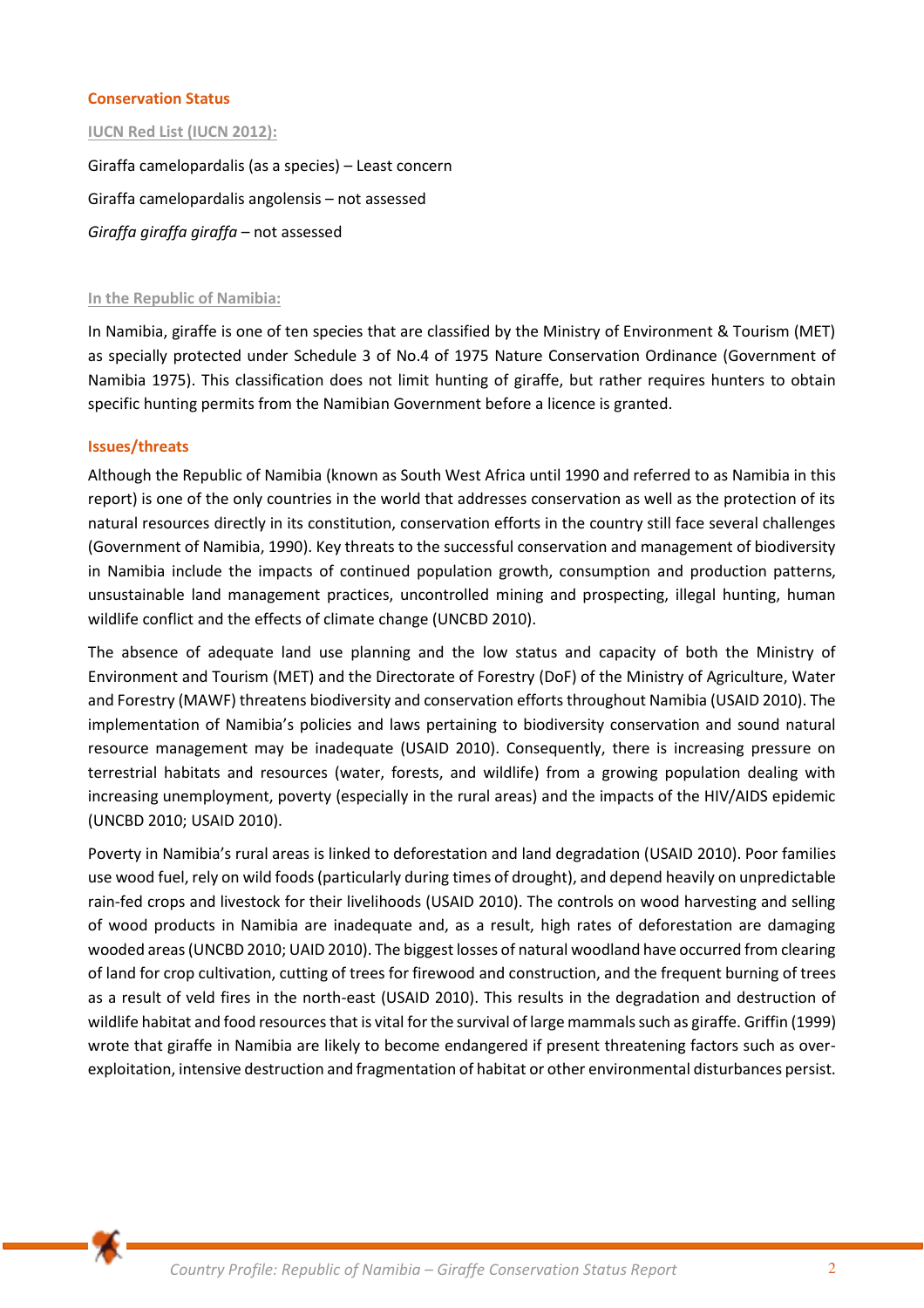## Conservation Status

### IUCN Red List (IUCN 2012):

Giraffa camelopardalis (as a species) – Least concern

Giraffa camelopardalis angolensis – not assessed

*Giraffa giraffa giraffa* – not assessed

### In the Republic of Namibia:

In Namibia, giraffe is one of ten species that are classified by the Ministry of Environment & Tourism (MET) as specially protected under Schedule 3 of No.4 of 1975 Nature Conservation Ordinance (Government of Namibia 1975). This classification does not limit hunting of giraffe, but rather requires hunters to obtain specific hunting permits from the Namibian Government before a licence is granted.

## Issues/threats

Although the Republic of Namibia (known as South West Africa until 1990 and referred to as Namibia in this report) is one of the only countries in the world that addresses conservation as well as the protection of its natural resources directly in its constitution, conservation efforts in the country still face several challenges (Government of Namibia, 1990). Key threats to the successful conservation and management of biodiversity in Namibia include the impacts of continued population growth, consumption and production patterns, unsustainable land management practices, uncontrolled mining and prospecting, illegal hunting, human wildlife conflict and the effects of climate change (UNCBD 2010).

The absence of adequate land use planning and the low status and capacity of both the Ministry of Environment and Tourism (MET) and the Directorate of Forestry (DoF) of the Ministry of Agriculture, Water and Forestry (MAWF) threatens biodiversity and conservation efforts throughout Namibia (USAID 2010). The implementation of Namibia's policies and laws pertaining to biodiversity conservation and sound natural resource management may be inadequate (USAID 2010). Consequently, there is increasing pressure on terrestrial habitats and resources (water, forests, and wildlife) from a growing population dealing with increasing unemployment, poverty (especially in the rural areas) and the impacts of the HIV/AIDS epidemic (UNCBD 2010; USAID 2010).

Poverty in Namibia's rural areas is linked to deforestation and land degradation (USAID 2010). Poor families use wood fuel, rely on wild foods (particularly during times of drought), and depend heavily on unpredictable rain-fed crops and livestock for their livelihoods (USAID 2010). The controls on wood harvesting and selling of wood products in Namibia are inadequate and, as a result, high rates of deforestation are damaging wooded areas (UNCBD 2010; UAID 2010). The biggest losses of natural woodland have occurred from clearing of land for crop cultivation, cutting of trees for firewood and construction, and the frequent burning of trees as a result of veld fires in the north-east (USAID 2010). This results in the degradation and destruction of wildlife habitat and food resources that is vital for the survival of large mammals such as giraffe. Griffin (1999) wrote that giraffe in Namibia are likely to become endangered if present threatening factors such as over-exploitation, intensive destruction and fragmentation of habitat or other environmental disturbances persist.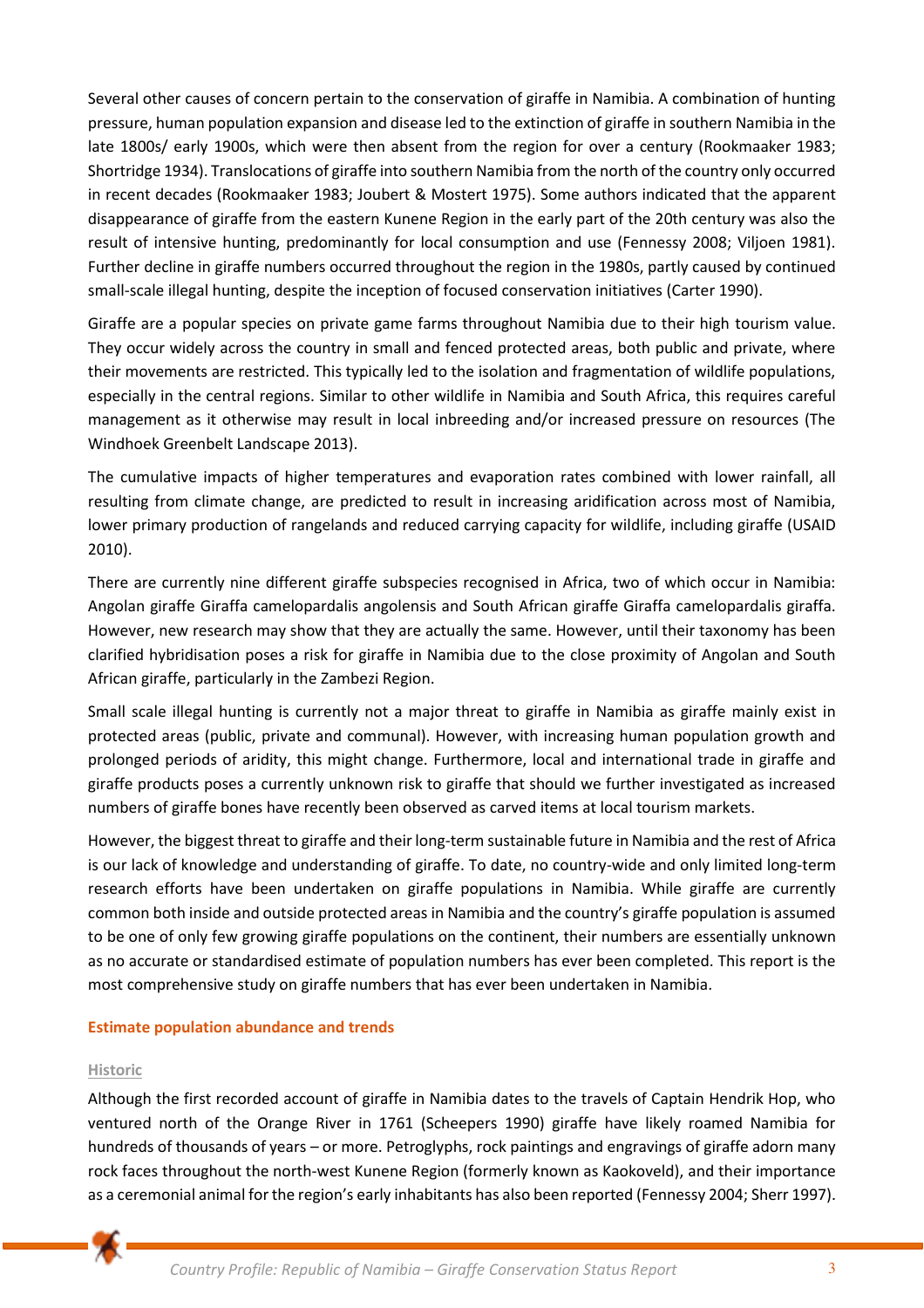Several other causes of concern pertain to the conservation of giraffe in Namibia. A combination of hunting pressure, human population expansion and disease led to the extinction of giraffe in southern Namibia in the late 1800s/ early 1900s, which were then absent from the region for over a century (Rookmaaker 1983; Shortridge 1934). Translocations of giraffe into southern Namibia from the north of the country only occurred in recent decades (Rookmaaker 1983; Joubert & Mostert 1975). Some authors indicated that the apparent disappearance of giraffe from the eastern Kunene Region in the early part of the 20th century was also the result of intensive hunting, predominantly for local consumption and use (Fennessy 2008; Viljoen 1981). Further decline in giraffe numbers occurred throughout the region in the 1980s, partly caused by continued small-scale illegal hunting, despite the inception of focused conservation initiatives (Carter 1990).

Giraffe are a popular species on private game farms throughout Namibia due to their high tourism value. They occur widely across the country in small and fenced protected areas, both public and private, where their movements are restricted. This typically led to the isolation and fragmentation of wildlife populations, especially in the central regions. Similar to other wildlife in Namibia and South Africa, this requires careful management as it otherwise may result in local inbreeding and/or increased pressure on resources (The Windhoek Greenbelt Landscape 2013).

The cumulative impacts of higher temperatures and evaporation rates combined with lower rainfall, all resulting from climate change, are predicted to result in increasing aridification across most of Namibia, lower primary production of rangelands and reduced carrying capacity for wildlife, including giraffe (USAID 2010).

There are currently nine different giraffe subspecies recognised in Africa, two of which occur in Namibia: Angolan giraffe Giraffa camelopardalis angolensis and South African giraffe Giraffa camelopardalis giraffa. However, new research may show that they are actually the same. However, until their taxonomy has been clarified hybridisation poses a risk for giraffe in Namibia due to the close proximity of Angolan and South African giraffe, particularly in the Zambezi Region.

Small scale illegal hunting is currently not a major threat to giraffe in Namibia as giraffe mainly exist in protected areas (public, private and communal). However, with increasing human population growth and prolonged periods of aridity, this might change. Furthermore, local and international trade in giraffe and giraffe products poses a currently unknown risk to giraffe that should we further investigated as increased numbers of giraffe bones have recently been observed as carved items at local tourism markets.

However, the biggest threat to giraffe and their long-term sustainable future in Namibia and the rest of Africa is our lack of knowledge and understanding of giraffe. To date, no country-wide and only limited long-term research efforts have been undertaken on giraffe populations in Namibia. While giraffe are currently common both inside and outside protected areas in Namibia and the country's giraffe population is assumed to be one of only few growing giraffe populations on the continent, their numbers are essentially unknown as no accurate or standardised estimate of population numbers has ever been completed. This report is the most comprehensive study on giraffe numbers that has ever been undertaken in Namibia.

## Estimate population abundance and trends

### Historic

Although the first recorded account of giraffe in Namibia dates to the travels of Captain Hendrik Hop, who ventured north of the Orange River in 1761 (Scheepers 1990) giraffe have likely roamed Namibia for hundreds of thousands of years – or more. Petroglyphs, rock paintings and engravings of giraffe adorn many rock faces throughout the north-west Kunene Region (formerly known as Kaokoveld), and their importance as a ceremonial animal for the region's early inhabitants has also been reported (Fennessy 2004; Sherr 1997).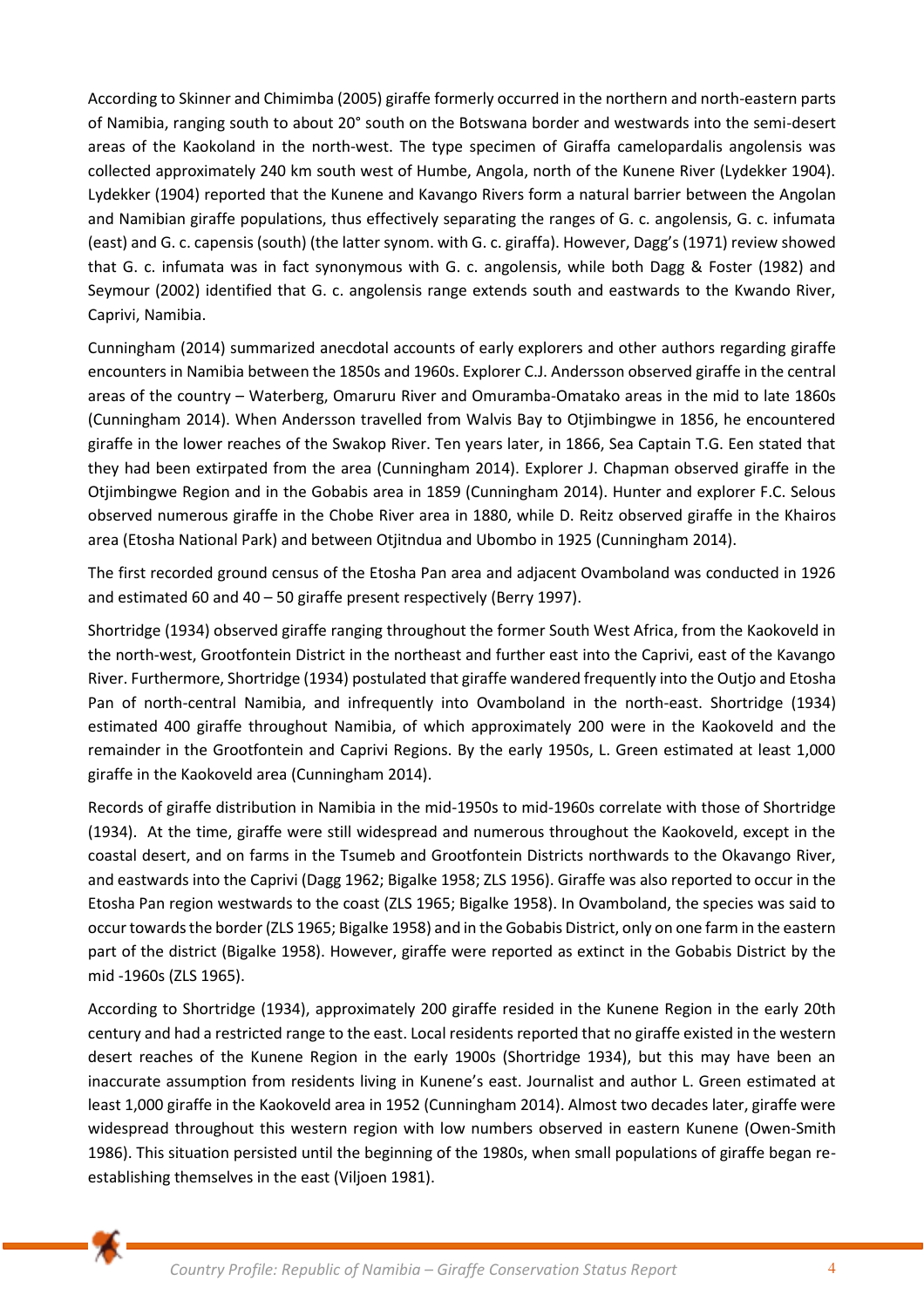According to Skinner and Chimimba (2005) giraffe formerly occurred in the northern and north-eastern parts of Namibia, ranging south to about 20° south on the Botswana border and westwards into the semi-desert areas of the Kaokoland in the north-west. The type specimen of Giraffa camelopardalis angolensis was collected approximately 240 km south west of Humbe, Angola, north of the Kunene River (Lydekker 1904). Lydekker (1904) reported that the Kunene and Kavango Rivers form a natural barrier between the Angolan and Namibian giraffe populations, thus effectively separating the ranges of G. c. angolensis, G. c. infumata (east) and G. c. capensis (south) (the latter synom. with G. c. giraffa). However, Dagg's (1971) review showed that G. c. infumata was in fact synonymous with G. c. angolensis, while both Dagg & Foster (1982) and Seymour (2002) identified that G. c. angolensis range extends south and eastwards to the Kwando River, Caprivi, Namibia.

Cunningham (2014) summarized anecdotal accounts of early explorers and other authors regarding giraffe encounters in Namibia between the 1850s and 1960s. Explorer C.J. Andersson observed giraffe in the central areas of the country – Waterberg, Omaruru River and Omuramba-Omatako areas in the mid to late 1860s (Cunningham 2014). When Andersson travelled from Walvis Bay to Otjimbingwe in 1856, he encountered giraffe in the lower reaches of the Swakop River. Ten years later, in 1866, Sea Captain T.G. Een stated that they had been extirpated from the area (Cunningham 2014). Explorer J. Chapman observed giraffe in the Otjimbingwe Region and in the Gobabis area in 1859 (Cunningham 2014). Hunter and explorer F.C. Selous observed numerous giraffe in the Chobe River area in 1880, while D. Reitz observed giraffe in the Khairos area (Etosha National Park) and between Otjitndua and Ubombo in 1925 (Cunningham 2014).

The first recorded ground census of the Etosha Pan area and adjacent Ovamboland was conducted in 1926 and estimated 60 and 40 – 50 giraffe present respectively (Berry 1997).

Shortridge (1934) observed giraffe ranging throughout the former South West Africa, from the Kaokoveld in the north-west, Grootfontein District in the northeast and further east into the Caprivi, east of the Kavango River. Furthermore, Shortridge (1934) postulated that giraffe wandered frequently into the Outjo and Etosha Pan of north-central Namibia, and infrequently into Ovamboland in the north-east. Shortridge (1934) estimated 400 giraffe throughout Namibia, of which approximately 200 were in the Kaokoveld and the remainder in the Grootfontein and Caprivi Regions. By the early 1950s, L. Green estimated at least 1,000 giraffe in the Kaokoveld area (Cunningham 2014).

Records of giraffe distribution in Namibia in the mid-1950s to mid-1960s correlate with those of Shortridge (1934). At the time, giraffe were still widespread and numerous throughout the Kaokoveld, except in the coastal desert, and on farms in the Tsumeb and Grootfontein Districts northwards to the Okavango River, and eastwards into the Caprivi (Dagg 1962; Bigalke 1958; ZLS 1956). Giraffe was also reported to occur in the Etosha Pan region westwards to the coast (ZLS 1965; Bigalke 1958). In Ovamboland, the species was said to occur towards the border (ZLS 1965; Bigalke 1958) and in the Gobabis District, only on one farm in the eastern part of the district (Bigalke 1958). However, giraffe were reported as extinct in the Gobabis District by the mid -1960s (ZLS 1965).

According to Shortridge (1934), approximately 200 giraffe resided in the Kunene Region in the early 20th century and had a restricted range to the east. Local residents reported that no giraffe existed in the western desert reaches of the Kunene Region in the early 1900s (Shortridge 1934), but this may have been an inaccurate assumption from residents living in Kunene's east. Journalist and author L. Green estimated at least 1,000 giraffe in the Kaokoveld area in 1952 (Cunningham 2014). Almost two decades later, giraffe were widespread throughout this western region with low numbers observed in eastern Kunene (Owen-Smith 1986). This situation persisted until the beginning of the 1980s, when small populations of giraffe began re-establishing themselves in the east (Viljoen 1981).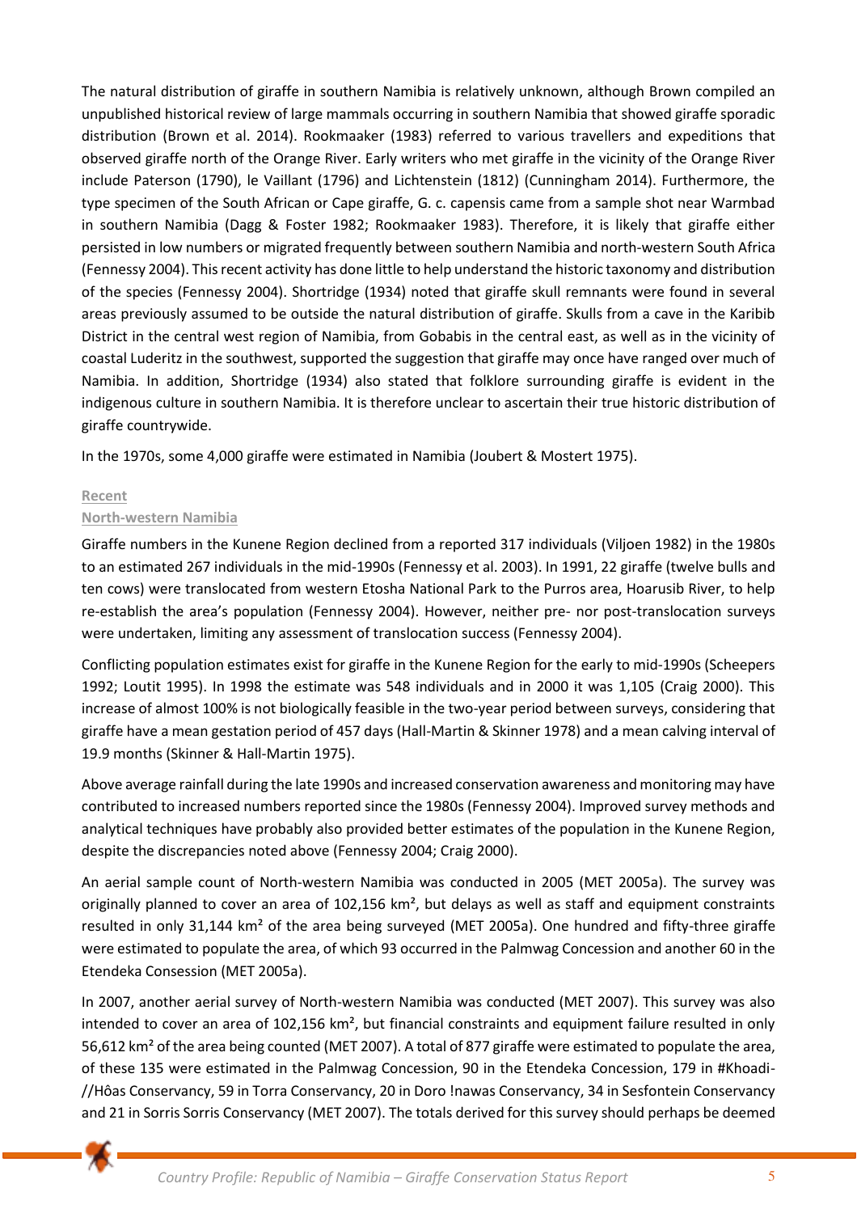The natural distribution of giraffe in southern Namibia is relatively unknown, although Brown compiled an unpublished historical review of large mammals occurring in southern Namibia that showed giraffe sporadic distribution (Brown et al. 2014). Rookmaaker (1983) referred to various travellers and expeditions that observed giraffe north of the Orange River. Early writers who met giraffe in the vicinity of the Orange River include Paterson (1790), le Vaillant (1796) and Lichtenstein (1812) (Cunningham 2014). Furthermore, the type specimen of the South African or Cape giraffe, G. c. capensis came from a sample shot near Warmbad in southern Namibia (Dagg & Foster 1982; Rookmaaker 1983). Therefore, it is likely that giraffe either persisted in low numbers or migrated frequently between southern Namibia and north-western South Africa (Fennessy 2004). This recent activity has done little to help understand the historic taxonomy and distribution of the species (Fennessy 2004). Shortridge (1934) noted that giraffe skull remnants were found in several areas previously assumed to be outside the natural distribution of giraffe. Skulls from a cave in the Karibib District in the central west region of Namibia, from Gobabis in the central east, as well as in the vicinity of coastal Luderitz in the southwest, supported the suggestion that giraffe may once have ranged over much of Namibia. In addition, Shortridge (1934) also stated that folklore surrounding giraffe is evident in the indigenous culture in southern Namibia. It is therefore unclear to ascertain their true historic distribution of giraffe countrywide.

In the 1970s, some 4,000 giraffe were estimated in Namibia (Joubert & Mostert 1975).

### Recent

#### North-western Namibia

Giraffe numbers in the Kunene Region declined from a reported 317 individuals (Viljoen 1982) in the 1980s to an estimated 267 individuals in the mid-1990s (Fennessy et al. 2003). In 1991, 22 giraffe (twelve bulls and ten cows) were translocated from western Etosha National Park to the Purros area, Hoarusib River, to help re-establish the area's population (Fennessy 2004). However, neither pre- nor post-translocation surveys were undertaken, limiting any assessment of translocation success (Fennessy 2004).

Conflicting population estimates exist for giraffe in the Kunene Region for the early to mid-1990s (Scheepers 1992; Loutit 1995). In 1998 the estimate was 548 individuals and in 2000 it was 1,105 (Craig 2000). This increase of almost 100% is not biologically feasible in the two-year period between surveys, considering that giraffe have a mean gestation period of 457 days (Hall-Martin & Skinner 1978) and a mean calving interval of 19.9 months (Skinner & Hall-Martin 1975).

Above average rainfall during the late 1990s and increased conservation awareness and monitoring may have contributed to increased numbers reported since the 1980s (Fennessy 2004). Improved survey methods and analytical techniques have probably also provided better estimates of the population in the Kunene Region, despite the discrepancies noted above (Fennessy 2004; Craig 2000).

An aerial sample count of North-western Namibia was conducted in 2005 (MET 2005a). The survey was originally planned to cover an area of 102,156 km², but delays as well as staff and equipment constraints resulted in only 31,144 km² of the area being surveyed (MET 2005a). One hundred and fifty-three giraffe were estimated to populate the area, of which 93 occurred in the Palmwag Concession and another 60 in the Etendeka Consession (MET 2005a).

In 2007, another aerial survey of North-western Namibia was conducted (MET 2007). This survey was also intended to cover an area of 102,156 km², but financial constraints and equipment failure resulted in only 56,612 km² of the area being counted (MET 2007). A total of 877 giraffe were estimated to populate the area, of these 135 were estimated in the Palmwag Concession, 90 in the Etendeka Concession, 179 in #Khoadi-//Hôas Conservancy, 59 in Torra Conservancy, 20 in Doro !nawas Conservancy, 34 in Sesfontein Conservancy and 21 in Sorris Sorris Conservancy (MET 2007). The totals derived for this survey should perhaps be deemed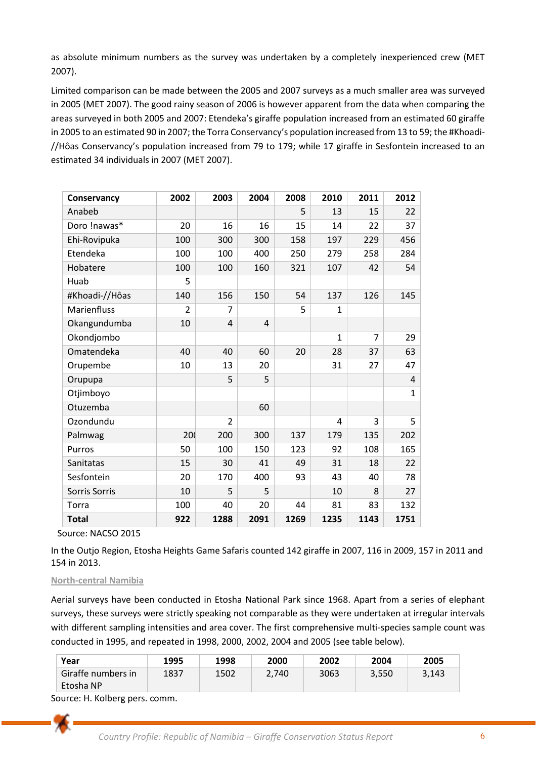as absolute minimum numbers as the survey was undertaken by a completely inexperienced crew (MET 2007).

Limited comparison can be made between the 2005 and 2007 surveys as a much smaller area was surveyed in 2005 (MET 2007). The good rainy season of 2006 is however apparent from the data when comparing the areas surveyed in both 2005 and 2007: Etendeka's giraffe population increased from an estimated 60 giraffe in 2005 to an estimated 90 in 2007; the Torra Conservancy's population increased from 13 to 59; the #Khoadi-//Hôas Conservancy's population increased from 79 to 179; while 17 giraffe in Sesfontein increased to an estimated 34 individuals in 2007 (MET 2007).

| Conservancy | 2002 | 2003 | 2004 | 2008 | 2010 | 2011 | 2012 |
|---|---|---|---|---|---|---|---|
| Anabeb | | | | 5 | 13 | 15 | 22 |
| Doro !nawas* | 20 | 16 | 16 | 15 | 14 | 22 | 37 |
| Ehi-Rovipuka | 100 | 300 | 300 | 158 | 197 | 229 | 456 |
| Etendeka | 100 | 100 | 400 | 250 | 279 | 258 | 284 |
| Hobatere | 100 | 100 | 160 | 321 | 107 | 42 | 54 |
| Huab | 5 | | | | | | |
| #Khoadi-//Hôas | 140 | 156 | 150 | 54 | 137 | 126 | 145 |
| Marienfluss | 2 | 7 | | 5 | 1 | | |
| Okangundumba | 10 | 4 | 4 | | | | |
| Okondjombo | | | | | 1 | 7 | 29 |
| Omatendeka | 40 | 40 | 60 | 20 | 28 | 37 | 63 |
| Orupembe | 10 | 13 | 20 | | 31 | 27 | 47 |
| Orupupa | | 5 | 5 | | | | 4 |
| Otjimboyo | | | | | | | 1 |
| Otuzemba | | | 60 | | | | |
| Ozondundu | | 2 | | | 4 | 3 | 5 |
| Palmwag | 20( | 200 | 300 | 137 | 179 | 135 | 202 |
| Purros | 50 | 100 | 150 | 123 | 92 | 108 | 165 |
| Sanitatas | 15 | 30 | 41 | 49 | 31 | 18 | 22 |
| Sesfontein | 20 | 170 | 400 | 93 | 43 | 40 | 78 |
| Sorris Sorris | 10 | 5 | 5 | | 10 | 8 | 27 |
| Torra | 100 | 40 | 20 | 44 | 81 | 83 | 132 |
| **Total** | **922** | **1288** | **2091** | **1269** | **1235** | **1143** | **1751** |

Source: NACSO 2015

In the Outjo Region, Etosha Heights Game Safaris counted 142 giraffe in 2007, 116 in 2009, 157 in 2011 and 154 in 2013.

### North-central Namibia

Aerial surveys have been conducted in Etosha National Park since 1968. Apart from a series of elephant surveys, these surveys were strictly speaking not comparable as they were undertaken at irregular intervals with different sampling intensities and area cover. The first comprehensive multi-species sample count was conducted in 1995, and repeated in 1998, 2000, 2002, 2004 and 2005 (see table below).

| Year | 1995 | 1998 | 2000 | 2002 | 2004 | 2005 |
|---|---|---|---|---|---|---|
| Giraffe numbers in Etosha NP | 1837 | 1502 | 2,740 | 3063 | 3,550 | 3,143 |

Source: H. Kolberg pers. comm.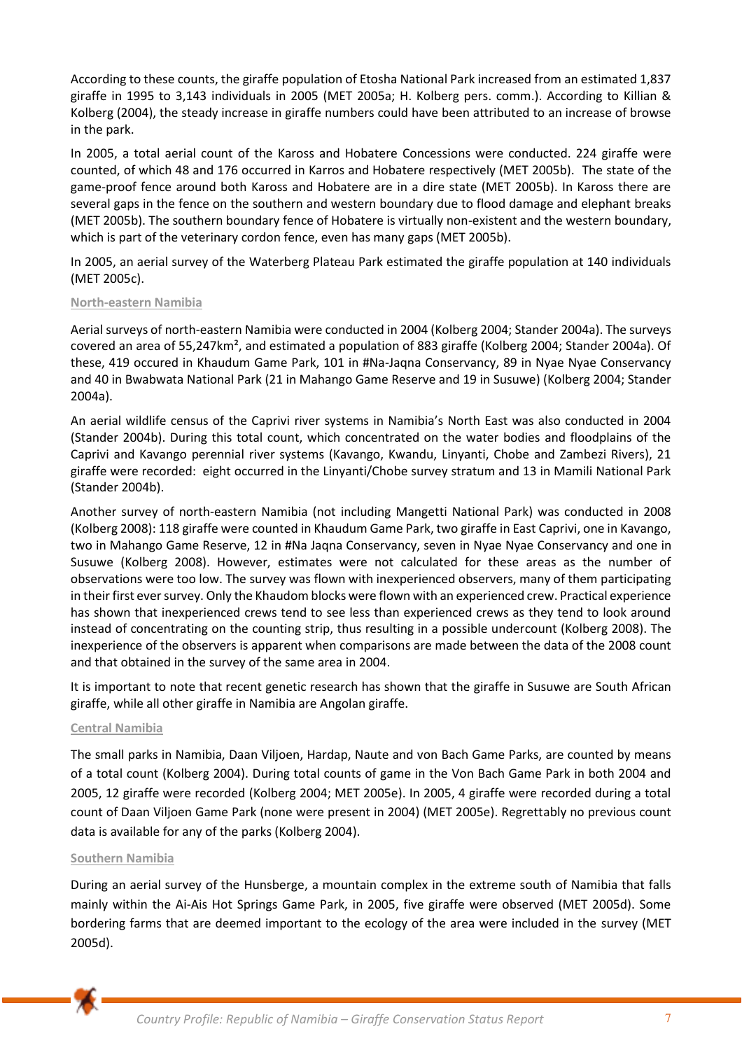According to these counts, the giraffe population of Etosha National Park increased from an estimated 1,837 giraffe in 1995 to 3,143 individuals in 2005 (MET 2005a; H. Kolberg pers. comm.). According to Killian & Kolberg (2004), the steady increase in giraffe numbers could have been attributed to an increase of browse in the park.

In 2005, a total aerial count of the Kaross and Hobatere Concessions were conducted. 224 giraffe were counted, of which 48 and 176 occurred in Karros and Hobatere respectively (MET 2005b). The state of the game-proof fence around both Kaross and Hobatere are in a dire state (MET 2005b). In Kaross there are several gaps in the fence on the southern and western boundary due to flood damage and elephant breaks (MET 2005b). The southern boundary fence of Hobatere is virtually non-existent and the western boundary, which is part of the veterinary cordon fence, even has many gaps (MET 2005b).

In 2005, an aerial survey of the Waterberg Plateau Park estimated the giraffe population at 140 individuals (MET 2005c).

### North-eastern Namibia

Aerial surveys of north-eastern Namibia were conducted in 2004 (Kolberg 2004; Stander 2004a). The surveys covered an area of 55,247km², and estimated a population of 883 giraffe (Kolberg 2004; Stander 2004a). Of these, 419 occured in Khaudum Game Park, 101 in #Na-Jaqna Conservancy, 89 in Nyae Nyae Conservancy and 40 in Bwabwata National Park (21 in Mahango Game Reserve and 19 in Susuwe) (Kolberg 2004; Stander 2004a).

An aerial wildlife census of the Caprivi river systems in Namibia's North East was also conducted in 2004 (Stander 2004b). During this total count, which concentrated on the water bodies and floodplains of the Caprivi and Kavango perennial river systems (Kavango, Kwandu, Linyanti, Chobe and Zambezi Rivers), 21 giraffe were recorded: eight occurred in the Linyanti/Chobe survey stratum and 13 in Mamili National Park (Stander 2004b).

Another survey of north-eastern Namibia (not including Mangetti National Park) was conducted in 2008 (Kolberg 2008): 118 giraffe were counted in Khaudum Game Park, two giraffe in East Caprivi, one in Kavango, two in Mahango Game Reserve, 12 in #Na Jaqna Conservancy, seven in Nyae Nyae Conservancy and one in Susuwe (Kolberg 2008). However, estimates were not calculated for these areas as the number of observations were too low. The survey was flown with inexperienced observers, many of them participating in their first ever survey. Only the Khaudom blocks were flown with an experienced crew. Practical experience has shown that inexperienced crews tend to see less than experienced crews as they tend to look around instead of concentrating on the counting strip, thus resulting in a possible undercount (Kolberg 2008). The inexperience of the observers is apparent when comparisons are made between the data of the 2008 count and that obtained in the survey of the same area in 2004.

It is important to note that recent genetic research has shown that the giraffe in Susuwe are South African giraffe, while all other giraffe in Namibia are Angolan giraffe.

### Central Namibia

The small parks in Namibia, Daan Viljoen, Hardap, Naute and von Bach Game Parks, are counted by means of a total count (Kolberg 2004). During total counts of game in the Von Bach Game Park in both 2004 and 2005, 12 giraffe were recorded (Kolberg 2004; MET 2005e). In 2005, 4 giraffe were recorded during a total count of Daan Viljoen Game Park (none were present in 2004) (MET 2005e). Regrettably no previous count data is available for any of the parks (Kolberg 2004).

### Southern Namibia

During an aerial survey of the Hunsberge, a mountain complex in the extreme south of Namibia that falls mainly within the Ai-Ais Hot Springs Game Park, in 2005, five giraffe were observed (MET 2005d). Some bordering farms that are deemed important to the ecology of the area were included in the survey (MET 2005d).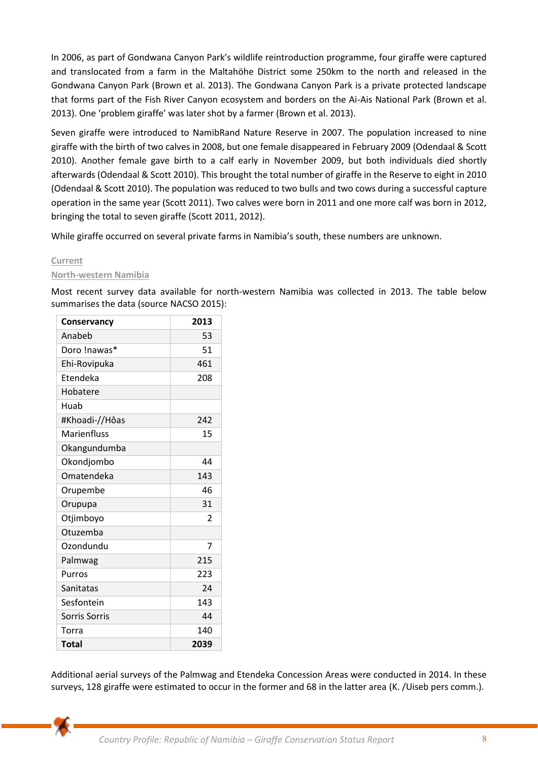In 2006, as part of Gondwana Canyon Park's wildlife reintroduction programme, four giraffe were captured and translocated from a farm in the Maltahöhe District some 250km to the north and released in the Gondwana Canyon Park (Brown et al. 2013). The Gondwana Canyon Park is a private protected landscape that forms part of the Fish River Canyon ecosystem and borders on the Ai-Ais National Park (Brown et al. 2013). One 'problem giraffe' was later shot by a farmer (Brown et al. 2013).

Seven giraffe were introduced to NamibRand Nature Reserve in 2007. The population increased to nine giraffe with the birth of two calves in 2008, but one female disappeared in February 2009 (Odendaal & Scott 2010). Another female gave birth to a calf early in November 2009, but both individuals died shortly afterwards (Odendaal & Scott 2010). This brought the total number of giraffe in the Reserve to eight in 2010 (Odendaal & Scott 2010). The population was reduced to two bulls and two cows during a successful capture operation in the same year (Scott 2011). Two calves were born in 2011 and one more calf was born in 2012, bringing the total to seven giraffe (Scott 2011, 2012).

While giraffe occurred on several private farms in Namibia's south, these numbers are unknown.

### Current

#### North-western Namibia

Most recent survey data available for north-western Namibia was collected in 2013. The table below summarises the data (source NACSO 2015):

| Conservancy | 2013 |
|---|---|
| Anabeb | 53 |
| Doro !nawas* | 51 |
| Ehi-Rovipuka | 461 |
| Etendeka | 208 |
| Hobatere | |
| Huab | |
| #Khoadi-//Hôas | 242 |
| Marienfluss | 15 |
| Okangundumba | |
| Okondjombo | 44 |
| Omatendeka | 143 |
| Orupembe | 46 |
| Orupupa | 31 |
| Otjimboyo | 2 |
| Otuzemba | |
| Ozondundu | 7 |
| Palmwag | 215 |
| Purros | 223 |
| Sanitatas | 24 |
| Sesfontein | 143 |
| Sorris Sorris | 44 |
| Torra | 140 |
| **Total** | **2039** |

Additional aerial surveys of the Palmwag and Etendeka Concession Areas were conducted in 2014. In these surveys, 128 giraffe were estimated to occur in the former and 68 in the latter area (K. /Uiseb pers comm.).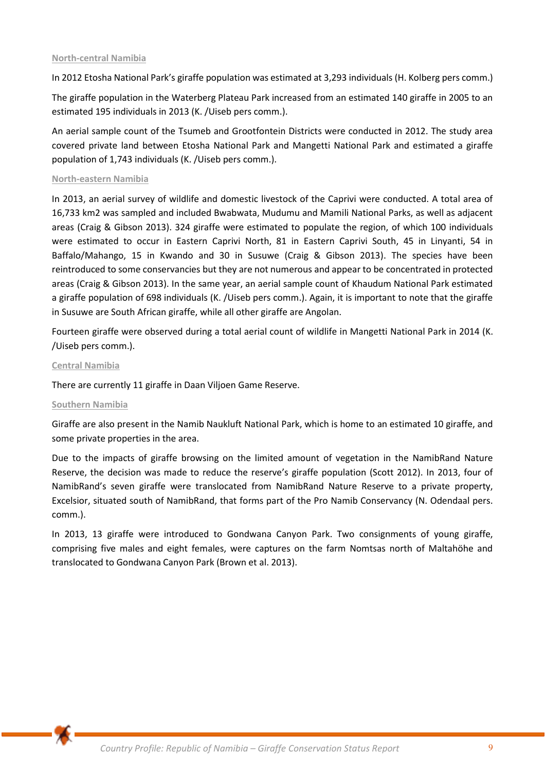### North-central Namibia

In 2012 Etosha National Park's giraffe population was estimated at 3,293 individuals (H. Kolberg pers comm.)

The giraffe population in the Waterberg Plateau Park increased from an estimated 140 giraffe in 2005 to an estimated 195 individuals in 2013 (K. /Uiseb pers comm.).

An aerial sample count of the Tsumeb and Grootfontein Districts were conducted in 2012. The study area covered private land between Etosha National Park and Mangetti National Park and estimated a giraffe population of 1,743 individuals (K. /Uiseb pers comm.).

### North-eastern Namibia

In 2013, an aerial survey of wildlife and domestic livestock of the Caprivi were conducted. A total area of 16,733 km2 was sampled and included Bwabwata, Mudumu and Mamili National Parks, as well as adjacent areas (Craig & Gibson 2013). 324 giraffe were estimated to populate the region, of which 100 individuals were estimated to occur in Eastern Caprivi North, 81 in Eastern Caprivi South, 45 in Linyanti, 54 in Baffalo/Mahango, 15 in Kwando and 30 in Susuwe (Craig & Gibson 2013). The species have been reintroduced to some conservancies but they are not numerous and appear to be concentrated in protected areas (Craig & Gibson 2013). In the same year, an aerial sample count of Khaudum National Park estimated a giraffe population of 698 individuals (K. /Uiseb pers comm.). Again, it is important to note that the giraffe in Susuwe are South African giraffe, while all other giraffe are Angolan.

Fourteen giraffe were observed during a total aerial count of wildlife in Mangetti National Park in 2014 (K. /Uiseb pers comm.).

### Central Namibia

There are currently 11 giraffe in Daan Viljoen Game Reserve.

### Southern Namibia

Giraffe are also present in the Namib Naukluft National Park, which is home to an estimated 10 giraffe, and some private properties in the area.

Due to the impacts of giraffe browsing on the limited amount of vegetation in the NamibRand Nature Reserve, the decision was made to reduce the reserve's giraffe population (Scott 2012). In 2013, four of NamibRand's seven giraffe were translocated from NamibRand Nature Reserve to a private property, Excelsior, situated south of NamibRand, that forms part of the Pro Namib Conservancy (N. Odendaal pers. comm.).

In 2013, 13 giraffe were introduced to Gondwana Canyon Park. Two consignments of young giraffe, comprising five males and eight females, were captures on the farm Nomtsas north of Maltahöhe and translocated to Gondwana Canyon Park (Brown et al. 2013).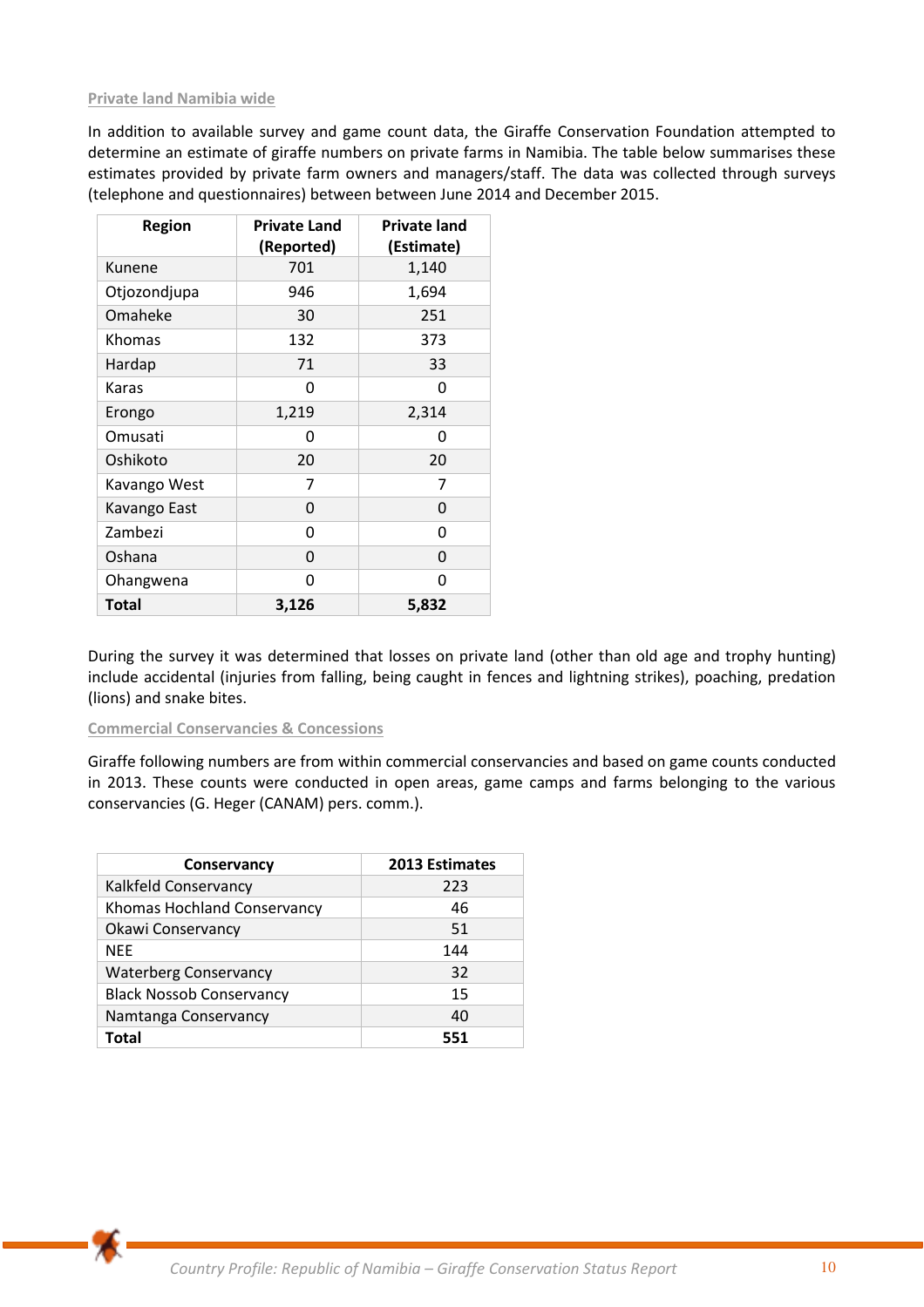### Private land Namibia wide

In addition to available survey and game count data, the Giraffe Conservation Foundation attempted to determine an estimate of giraffe numbers on private farms in Namibia. The table below summarises these estimates provided by private farm owners and managers/staff. The data was collected through surveys (telephone and questionnaires) between between June 2014 and December 2015.

| Region | Private Land (Reported) | Private land (Estimate) |
|---|---|---|
| Kunene | 701 | 1,140 |
| Otjozondjupa | 946 | 1,694 |
| Omaheke | 30 | 251 |
| Khomas | 132 | 373 |
| Hardap | 71 | 33 |
| Karas | 0 | 0 |
| Erongo | 1,219 | 2,314 |
| Omusati | 0 | 0 |
| Oshikoto | 20 | 20 |
| Kavango West | 7 | 7 |
| Kavango East | 0 | 0 |
| Zambezi | 0 | 0 |
| Oshana | 0 | 0 |
| Ohangwena | 0 | 0 |
| **Total** | **3,126** | **5,832** |

During the survey it was determined that losses on private land (other than old age and trophy hunting) include accidental (injuries from falling, being caught in fences and lightning strikes), poaching, predation (lions) and snake bites.

### Commercial Conservancies & Concessions

Giraffe following numbers are from within commercial conservancies and based on game counts conducted in 2013. These counts were conducted in open areas, game camps and farms belonging to the various conservancies (G. Heger (CANAM) pers. comm.).

| Conservancy | 2013 Estimates |
|---|---|
| Kalkfeld Conservancy | 223 |
| Khomas Hochland Conservancy | 46 |
| Okawi Conservancy | 51 |
| NEE | 144 |
| Waterberg Conservancy | 32 |
| Black Nossob Conservancy | 15 |
| Namtanga Conservancy | 40 |
| **Total** | **551** |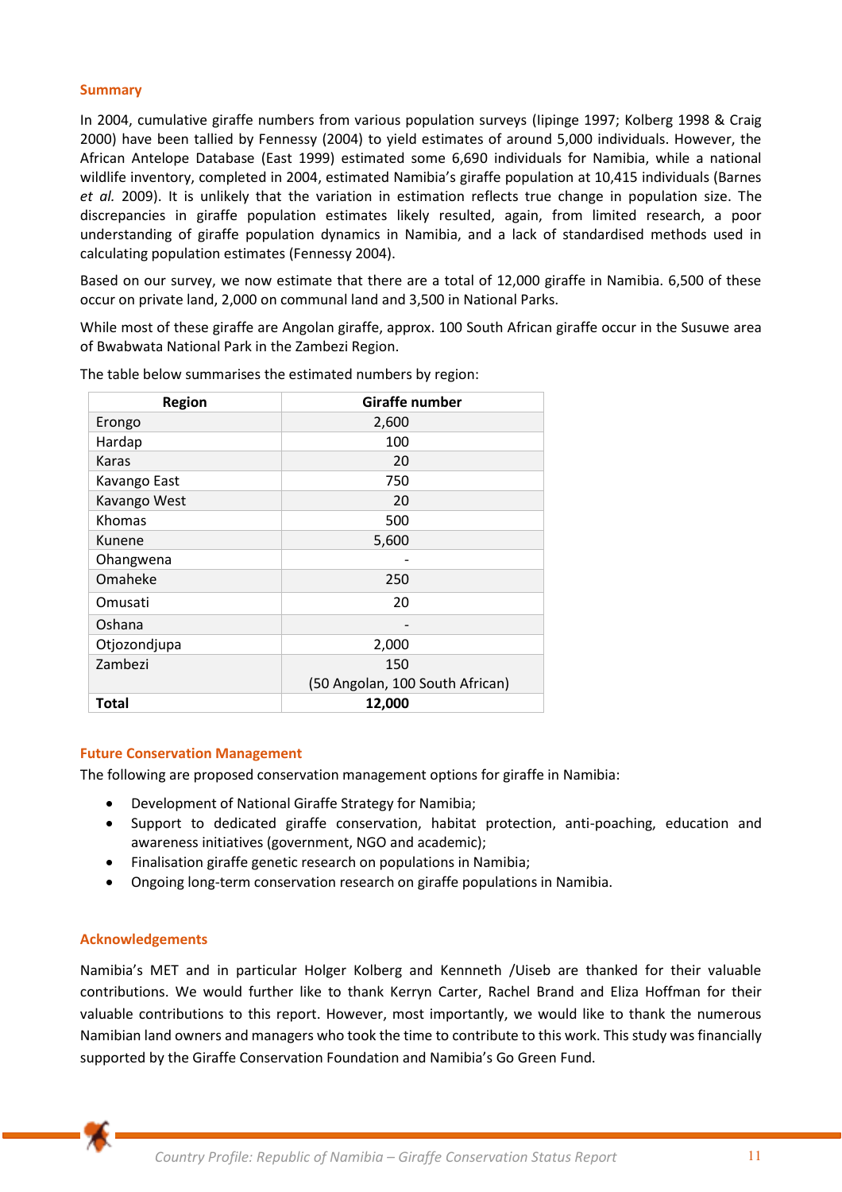## Summary

In 2004, cumulative giraffe numbers from various population surveys (Iipinge 1997; Kolberg 1998 & Craig 2000) have been tallied by Fennessy (2004) to yield estimates of around 5,000 individuals. However, the African Antelope Database (East 1999) estimated some 6,690 individuals for Namibia, while a national wildlife inventory, completed in 2004, estimated Namibia's giraffe population at 10,415 individuals (Barnes *et al.* 2009). It is unlikely that the variation in estimation reflects true change in population size. The discrepancies in giraffe population estimates likely resulted, again, from limited research, a poor understanding of giraffe population dynamics in Namibia, and a lack of standardised methods used in calculating population estimates (Fennessy 2004).

Based on our survey, we now estimate that there are a total of 12,000 giraffe in Namibia. 6,500 of these occur on private land, 2,000 on communal land and 3,500 in National Parks.

While most of these giraffe are Angolan giraffe, approx. 100 South African giraffe occur in the Susuwe area of Bwabwata National Park in the Zambezi Region.

The table below summarises the estimated numbers by region:

| Region | Giraffe number |
|---|---|
| Erongo | 2,600 |
| Hardap | 100 |
| Karas | 20 |
| Kavango East | 750 |
| Kavango West | 20 |
| Khomas | 500 |
| Kunene | 5,600 |
| Ohangwena | - |
| Omaheke | 250 |
| Omusati | 20 |
| Oshana | - |
| Otjozondjupa | 2,000 |
| Zambezi | 150 (50 Angolan, 100 South African) |
| **Total** | **12,000** |

## Future Conservation Management

The following are proposed conservation management options for giraffe in Namibia:

- Development of National Giraffe Strategy for Namibia;
- Support to dedicated giraffe conservation, habitat protection, anti-poaching, education and awareness initiatives (government, NGO and academic);
- Finalisation giraffe genetic research on populations in Namibia;
- Ongoing long-term conservation research on giraffe populations in Namibia.

## Acknowledgements

Namibia's MET and in particular Holger Kolberg and Kennneth /Uiseb are thanked for their valuable contributions. We would further like to thank Kerryn Carter, Rachel Brand and Eliza Hoffman for their valuable contributions to this report. However, most importantly, we would like to thank the numerous Namibian land owners and managers who took the time to contribute to this work. This study was financially supported by the Giraffe Conservation Foundation and Namibia's Go Green Fund.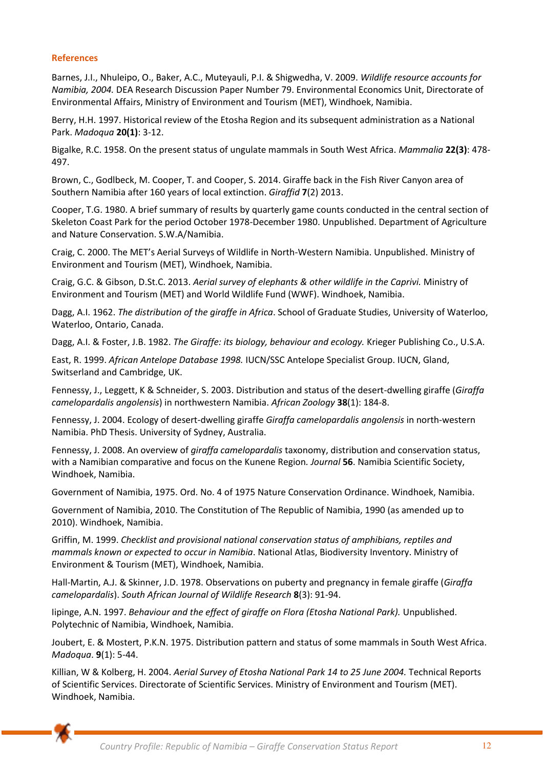## References

Barnes, J.I., Nhuleipo, O., Baker, A.C., Muteyauli, P.I. & Shigwedha, V. 2009. *Wildlife resource accounts for Namibia, 2004.* DEA Research Discussion Paper Number 79. Environmental Economics Unit, Directorate of Environmental Affairs, Ministry of Environment and Tourism (MET), Windhoek, Namibia.

Berry, H.H. 1997. Historical review of the Etosha Region and its subsequent administration as a National Park. *Madoqua* **20(1)**: 3-12.

Bigalke, R.C. 1958. On the present status of ungulate mammals in South West Africa. *Mammalia* **22(3)**: 478-497.

Brown, C., Godlbeck, M. Cooper, T. and Cooper, S. 2014. Giraffe back in the Fish River Canyon area of Southern Namibia after 160 years of local extinction. *Giraffid* **7**(2) 2013.

Cooper, T.G. 1980. A brief summary of results by quarterly game counts conducted in the central section of Skeleton Coast Park for the period October 1978-December 1980. Unpublished. Department of Agriculture and Nature Conservation. S.W.A/Namibia.

Craig, C. 2000. The MET's Aerial Surveys of Wildlife in North-Western Namibia. Unpublished. Ministry of Environment and Tourism (MET), Windhoek, Namibia.

Craig, G.C. & Gibson, D.St.C. 2013. *Aerial survey of elephants & other wildlife in the Caprivi.* Ministry of Environment and Tourism (MET) and World Wildlife Fund (WWF). Windhoek, Namibia.

Dagg, A.I. 1962. *The distribution of the giraffe in Africa*. School of Graduate Studies, University of Waterloo, Waterloo, Ontario, Canada.

Dagg, A.I. & Foster, J.B. 1982. *The Giraffe: its biology, behaviour and ecology.* Krieger Publishing Co., U.S.A.

East, R. 1999. *African Antelope Database 1998.* IUCN/SSC Antelope Specialist Group. IUCN, Gland, Switserland and Cambridge, UK.

Fennessy, J., Leggett, K & Schneider, S. 2003. Distribution and status of the desert-dwelling giraffe (*Giraffa camelopardalis angolensis*) in northwestern Namibia. *African Zoology* **38**(1): 184-8.

Fennessy, J. 2004. Ecology of desert-dwelling giraffe *Giraffa camelopardalis angolensis* in north-western Namibia. PhD Thesis. University of Sydney, Australia.

Fennessy, J. 2008. An overview of *giraffa camelopardalis* taxonomy, distribution and conservation status, with a Namibian comparative and focus on the Kunene Region*. Journal* **56**. Namibia Scientific Society, Windhoek, Namibia.

Government of Namibia, 1975. Ord. No. 4 of 1975 Nature Conservation Ordinance. Windhoek, Namibia.

Government of Namibia, 2010. The Constitution of The Republic of Namibia, 1990 (as amended up to 2010). Windhoek, Namibia.

Griffin, M. 1999. *Checklist and provisional national conservation status of amphibians, reptiles and mammals known or expected to occur in Namibia*. National Atlas, Biodiversity Inventory. Ministry of Environment & Tourism (MET), Windhoek, Namibia.

Hall-Martin, A.J. & Skinner, J.D. 1978. Observations on puberty and pregnancy in female giraffe (*Giraffa camelopardalis*). *South African Journal of Wildlife Research* **8**(3): 91-94.

Iipinge, A.N. 1997. *Behaviour and the effect of giraffe on Flora (Etosha National Park).* Unpublished. Polytechnic of Namibia, Windhoek, Namibia.

Joubert, E. & Mostert, P.K.N. 1975. Distribution pattern and status of some mammals in South West Africa. *Madoqua*. **9**(1): 5-44.

Killian, W & Kolberg, H. 2004. *Aerial Survey of Etosha National Park 14 to 25 June 2004.* Technical Reports of Scientific Services. Directorate of Scientific Services. Ministry of Environment and Tourism (MET). Windhoek, Namibia.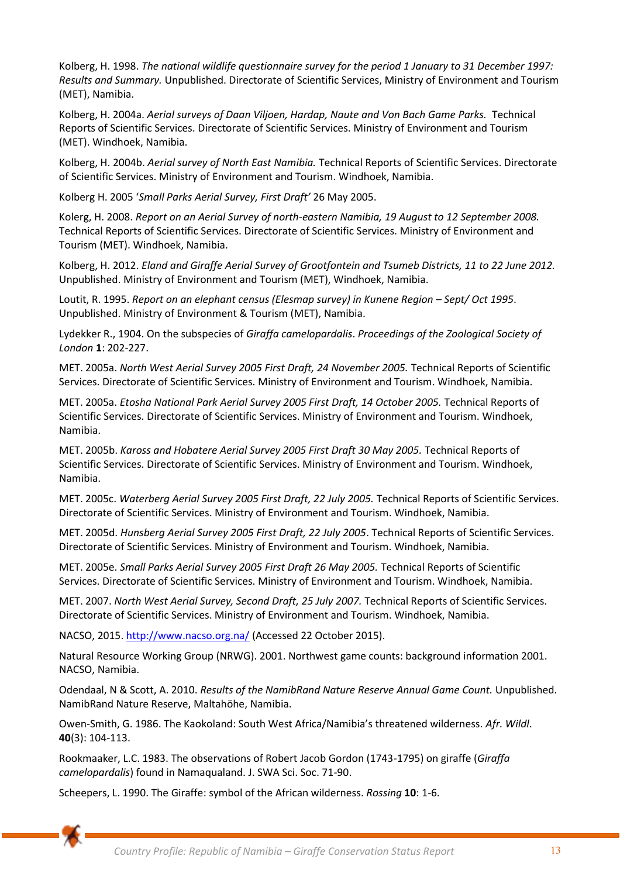Kolberg, H. 1998. *The national wildlife questionnaire survey for the period 1 January to 31 December 1997: Results and Summary.* Unpublished. Directorate of Scientific Services, Ministry of Environment and Tourism (MET), Namibia.

Kolberg, H. 2004a. *Aerial surveys of Daan Viljoen, Hardap, Naute and Von Bach Game Parks.* Technical Reports of Scientific Services. Directorate of Scientific Services. Ministry of Environment and Tourism (MET). Windhoek, Namibia.

Kolberg, H. 2004b. *Aerial survey of North East Namibia.* Technical Reports of Scientific Services. Directorate of Scientific Services. Ministry of Environment and Tourism. Windhoek, Namibia.

Kolberg H. 2005 *'Small Parks Aerial Survey, First Draft'* 26 May 2005.

Kolerg, H. 2008. *Report on an Aerial Survey of north-eastern Namibia, 19 August to 12 September 2008.* Technical Reports of Scientific Services. Directorate of Scientific Services. Ministry of Environment and Tourism (MET). Windhoek, Namibia.

Kolberg, H. 2012. *Eland and Giraffe Aerial Survey of Grootfontein and Tsumeb Districts, 11 to 22 June 2012.* Unpublished. Ministry of Environment and Tourism (MET), Windhoek, Namibia.

Loutit, R. 1995. *Report on an elephant census (Elesmap survey) in Kunene Region – Sept/ Oct 1995*. Unpublished. Ministry of Environment & Tourism (MET), Namibia.

Lydekker R., 1904. On the subspecies of *Giraffa camelopardalis*. *Proceedings of the Zoological Society of London* **1**: 202-227.

MET. 2005a. *North West Aerial Survey 2005 First Draft, 24 November 2005.* Technical Reports of Scientific Services. Directorate of Scientific Services. Ministry of Environment and Tourism. Windhoek, Namibia.

MET. 2005a. *Etosha National Park Aerial Survey 2005 First Draft, 14 October 2005.* Technical Reports of Scientific Services. Directorate of Scientific Services. Ministry of Environment and Tourism. Windhoek, Namibia.

MET. 2005b. *Kaross and Hobatere Aerial Survey 2005 First Draft 30 May 2005.* Technical Reports of Scientific Services. Directorate of Scientific Services. Ministry of Environment and Tourism. Windhoek, Namibia.

MET. 2005c. *Waterberg Aerial Survey 2005 First Draft, 22 July 2005.* Technical Reports of Scientific Services. Directorate of Scientific Services. Ministry of Environment and Tourism. Windhoek, Namibia.

MET. 2005d. *Hunsberg Aerial Survey 2005 First Draft, 22 July 2005*. Technical Reports of Scientific Services. Directorate of Scientific Services. Ministry of Environment and Tourism. Windhoek, Namibia.

MET. 2005e. *Small Parks Aerial Survey 2005 First Draft 26 May 2005.* Technical Reports of Scientific Services. Directorate of Scientific Services. Ministry of Environment and Tourism. Windhoek, Namibia.

MET. 2007. *North West Aerial Survey, Second Draft, 25 July 2007.* Technical Reports of Scientific Services. Directorate of Scientific Services. Ministry of Environment and Tourism. Windhoek, Namibia.

NACSO, 2015. http://www.nacso.org.na/ (Accessed 22 October 2015).

Natural Resource Working Group (NRWG). 2001. Northwest game counts: background information 2001. NACSO, Namibia.

Odendaal, N & Scott, A. 2010. *Results of the NamibRand Nature Reserve Annual Game Count.* Unpublished. NamibRand Nature Reserve, Maltahöhe, Namibia.

Owen-Smith, G. 1986. The Kaokoland: South West Africa/Namibia's threatened wilderness. *Afr. Wildl.* **40**(3): 104-113.

Rookmaaker, L.C. 1983. The observations of Robert Jacob Gordon (1743-1795) on giraffe (*Giraffa camelopardalis*) found in Namaqualand. J. SWA Sci. Soc. 71-90.

Scheepers, L. 1990. The Giraffe: symbol of the African wilderness. *Rossing* **10**: 1-6.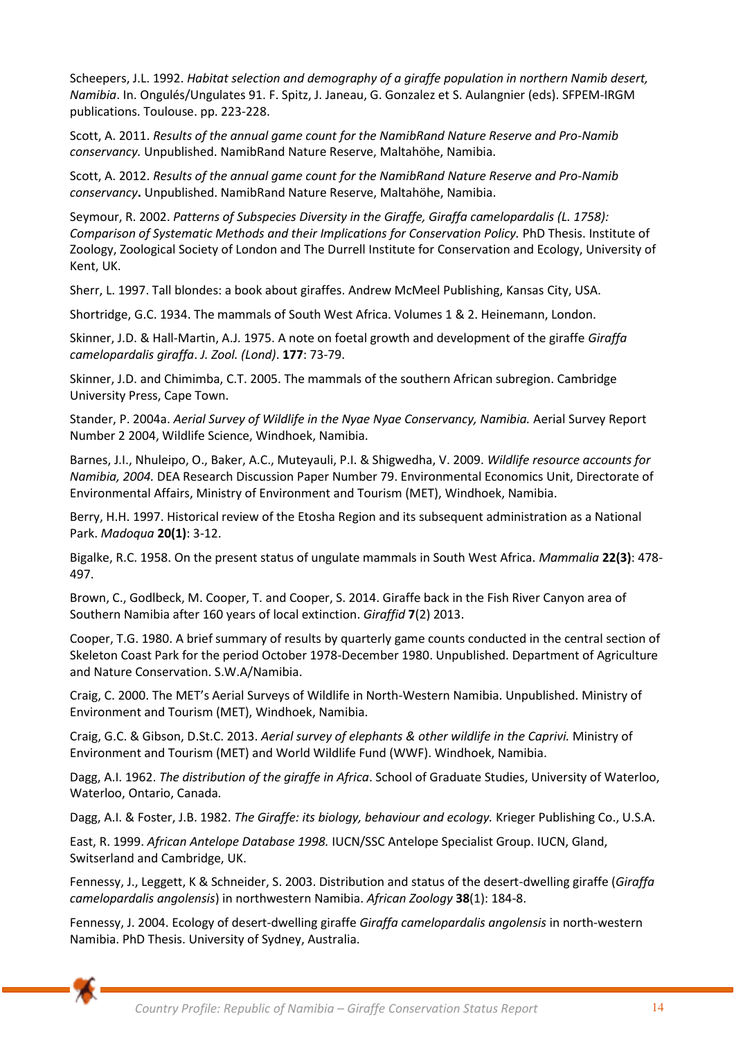Scheepers, J.L. 1992. *Habitat selection and demography of a giraffe population in northern Namib desert, Namibia*. In. Ongulés/Ungulates 91. F. Spitz, J. Janeau, G. Gonzalez et S. Aulangnier (eds). SFPEM-IRGM publications. Toulouse. pp. 223-228.

Scott, A. 2011. *Results of the annual game count for the NamibRand Nature Reserve and Pro-Namib conservancy.* Unpublished. NamibRand Nature Reserve, Maltahöhe, Namibia.

Scott, A. 2012. *Results of the annual game count for the NamibRand Nature Reserve and Pro-Namib conservancy***.** Unpublished. NamibRand Nature Reserve, Maltahöhe, Namibia.

Seymour, R. 2002. *Patterns of Subspecies Diversity in the Giraffe, Giraffa camelopardalis (L. 1758): Comparison of Systematic Methods and their Implications for Conservation Policy.* PhD Thesis. Institute of Zoology, Zoological Society of London and The Durrell Institute for Conservation and Ecology, University of Kent, UK.

Sherr, L. 1997. Tall blondes: a book about giraffes. Andrew McMeel Publishing, Kansas City, USA.

Shortridge, G.C. 1934. The mammals of South West Africa. Volumes 1 & 2. Heinemann, London.

Skinner, J.D. & Hall-Martin, A.J. 1975. A note on foetal growth and development of the giraffe *Giraffa camelopardalis giraffa*. *J. Zool. (Lond)*. **177**: 73-79.

Skinner, J.D. and Chimimba, C.T. 2005. The mammals of the southern African subregion. Cambridge University Press, Cape Town.

Stander, P. 2004a. *Aerial Survey of Wildlife in the Nyae Nyae Conservancy, Namibia.* Aerial Survey Report Number 2 2004, Wildlife Science, Windhoek, Namibia.

Barnes, J.I., Nhuleipo, O., Baker, A.C., Muteyauli, P.I. & Shigwedha, V. 2009. *Wildlife resource accounts for Namibia, 2004.* DEA Research Discussion Paper Number 79. Environmental Economics Unit, Directorate of Environmental Affairs, Ministry of Environment and Tourism (MET), Windhoek, Namibia.

Berry, H.H. 1997. Historical review of the Etosha Region and its subsequent administration as a National Park. *Madoqua* **20(1)**: 3-12.

Bigalke, R.C. 1958. On the present status of ungulate mammals in South West Africa. *Mammalia* **22(3)**: 478-497.

Brown, C., Godlbeck, M. Cooper, T. and Cooper, S. 2014. Giraffe back in the Fish River Canyon area of Southern Namibia after 160 years of local extinction. *Giraffid* **7**(2) 2013.

Cooper, T.G. 1980. A brief summary of results by quarterly game counts conducted in the central section of Skeleton Coast Park for the period October 1978-December 1980. Unpublished. Department of Agriculture and Nature Conservation. S.W.A/Namibia.

Craig, C. 2000. The MET's Aerial Surveys of Wildlife in North-Western Namibia. Unpublished. Ministry of Environment and Tourism (MET), Windhoek, Namibia.

Craig, G.C. & Gibson, D.St.C. 2013. *Aerial survey of elephants & other wildlife in the Caprivi.* Ministry of Environment and Tourism (MET) and World Wildlife Fund (WWF). Windhoek, Namibia.

Dagg, A.I. 1962. *The distribution of the giraffe in Africa*. School of Graduate Studies, University of Waterloo, Waterloo, Ontario, Canada.

Dagg, A.I. & Foster, J.B. 1982. *The Giraffe: its biology, behaviour and ecology.* Krieger Publishing Co., U.S.A.

East, R. 1999. *African Antelope Database 1998.* IUCN/SSC Antelope Specialist Group. IUCN, Gland, Switserland and Cambridge, UK.

Fennessy, J., Leggett, K & Schneider, S. 2003. Distribution and status of the desert-dwelling giraffe (*Giraffa camelopardalis angolensis*) in northwestern Namibia. *African Zoology* **38**(1): 184-8.

Fennessy, J. 2004. Ecology of desert-dwelling giraffe *Giraffa camelopardalis angolensis* in north-western Namibia. PhD Thesis. University of Sydney, Australia.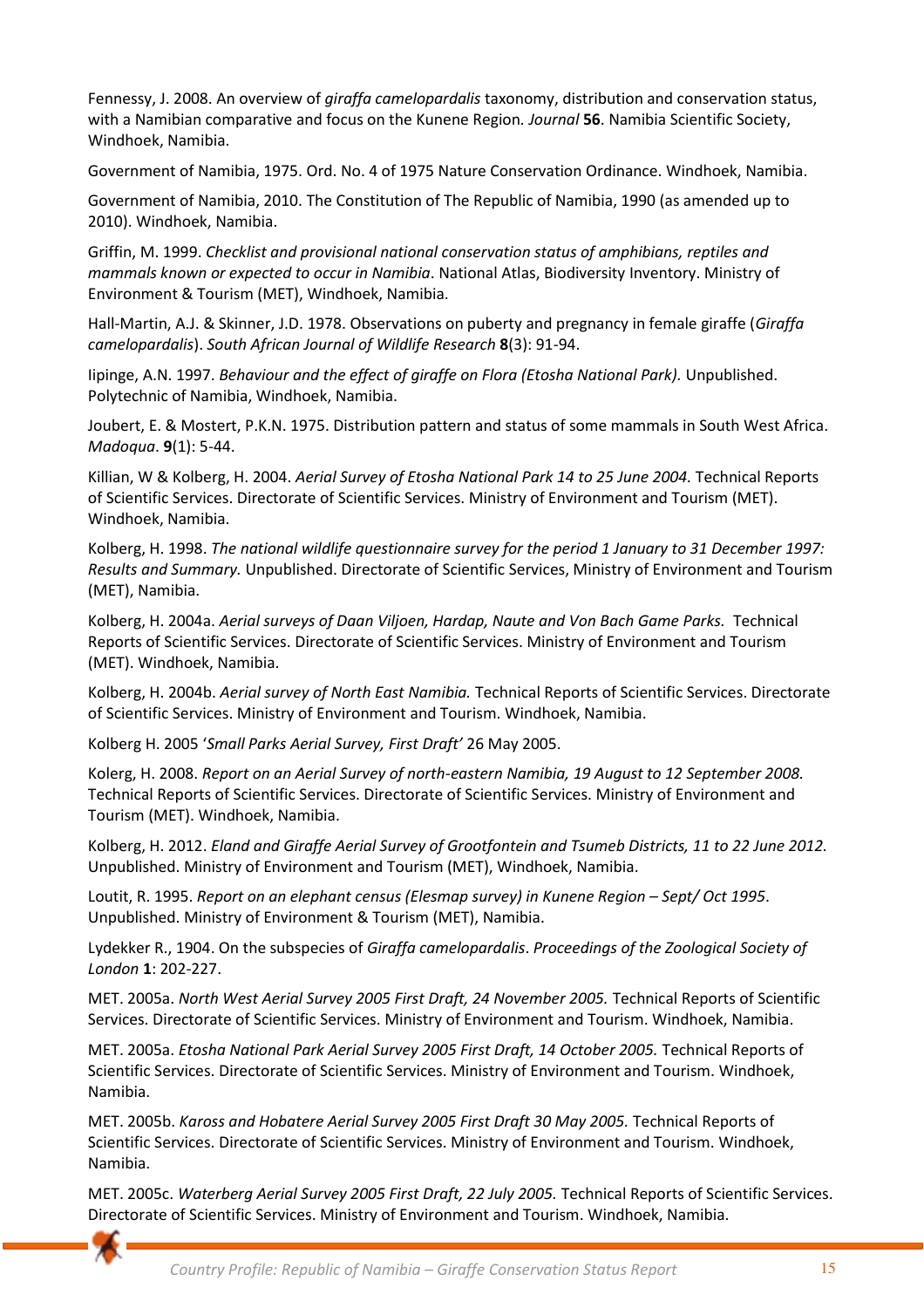Fennessy, J. 2008. An overview of *giraffa camelopardalis* taxonomy, distribution and conservation status, with a Namibian comparative and focus on the Kunene Region. *Journal* **56**. Namibia Scientific Society, Windhoek, Namibia.

Government of Namibia, 1975. Ord. No. 4 of 1975 Nature Conservation Ordinance. Windhoek, Namibia.

Government of Namibia, 2010. The Constitution of The Republic of Namibia, 1990 (as amended up to 2010). Windhoek, Namibia.

Griffin, M. 1999. *Checklist and provisional national conservation status of amphibians, reptiles and mammals known or expected to occur in Namibia*. National Atlas, Biodiversity Inventory. Ministry of Environment & Tourism (MET), Windhoek, Namibia.

Hall-Martin, A.J. & Skinner, J.D. 1978. Observations on puberty and pregnancy in female giraffe (*Giraffa camelopardalis*). *South African Journal of Wildlife Research* **8**(3): 91-94.

Iipinge, A.N. 1997. *Behaviour and the effect of giraffe on Flora (Etosha National Park).* Unpublished. Polytechnic of Namibia, Windhoek, Namibia.

Joubert, E. & Mostert, P.K.N. 1975. Distribution pattern and status of some mammals in South West Africa. *Madoqua*. **9**(1): 5-44.

Killian, W & Kolberg, H. 2004. *Aerial Survey of Etosha National Park 14 to 25 June 2004.* Technical Reports of Scientific Services. Directorate of Scientific Services. Ministry of Environment and Tourism (MET). Windhoek, Namibia.

Kolberg, H. 1998. *The national wildlife questionnaire survey for the period 1 January to 31 December 1997: Results and Summary.* Unpublished. Directorate of Scientific Services, Ministry of Environment and Tourism (MET), Namibia.

Kolberg, H. 2004a. *Aerial surveys of Daan Viljoen, Hardap, Naute and Von Bach Game Parks.* Technical Reports of Scientific Services. Directorate of Scientific Services. Ministry of Environment and Tourism (MET). Windhoek, Namibia.

Kolberg, H. 2004b. *Aerial survey of North East Namibia.* Technical Reports of Scientific Services. Directorate of Scientific Services. Ministry of Environment and Tourism. Windhoek, Namibia.

Kolberg H. 2005 '*Small Parks Aerial Survey, First Draft'* 26 May 2005.

Kolerg, H. 2008. *Report on an Aerial Survey of north-eastern Namibia, 19 August to 12 September 2008.* Technical Reports of Scientific Services. Directorate of Scientific Services. Ministry of Environment and Tourism (MET). Windhoek, Namibia.

Kolberg, H. 2012. *Eland and Giraffe Aerial Survey of Grootfontein and Tsumeb Districts, 11 to 22 June 2012.* Unpublished. Ministry of Environment and Tourism (MET), Windhoek, Namibia.

Loutit, R. 1995. *Report on an elephant census (Elesmap survey) in Kunene Region – Sept/ Oct 1995*. Unpublished. Ministry of Environment & Tourism (MET), Namibia.

Lydekker R., 1904. On the subspecies of *Giraffa camelopardalis*. *Proceedings of the Zoological Society of London* **1**: 202-227.

MET. 2005a. *North West Aerial Survey 2005 First Draft, 24 November 2005.* Technical Reports of Scientific Services. Directorate of Scientific Services. Ministry of Environment and Tourism. Windhoek, Namibia.

MET. 2005a. *Etosha National Park Aerial Survey 2005 First Draft, 14 October 2005.* Technical Reports of Scientific Services. Directorate of Scientific Services. Ministry of Environment and Tourism. Windhoek, Namibia.

MET. 2005b. *Kaross and Hobatere Aerial Survey 2005 First Draft 30 May 2005.* Technical Reports of Scientific Services. Directorate of Scientific Services. Ministry of Environment and Tourism. Windhoek, Namibia.

MET. 2005c. *Waterberg Aerial Survey 2005 First Draft, 22 July 2005.* Technical Reports of Scientific Services. Directorate of Scientific Services. Ministry of Environment and Tourism. Windhoek, Namibia.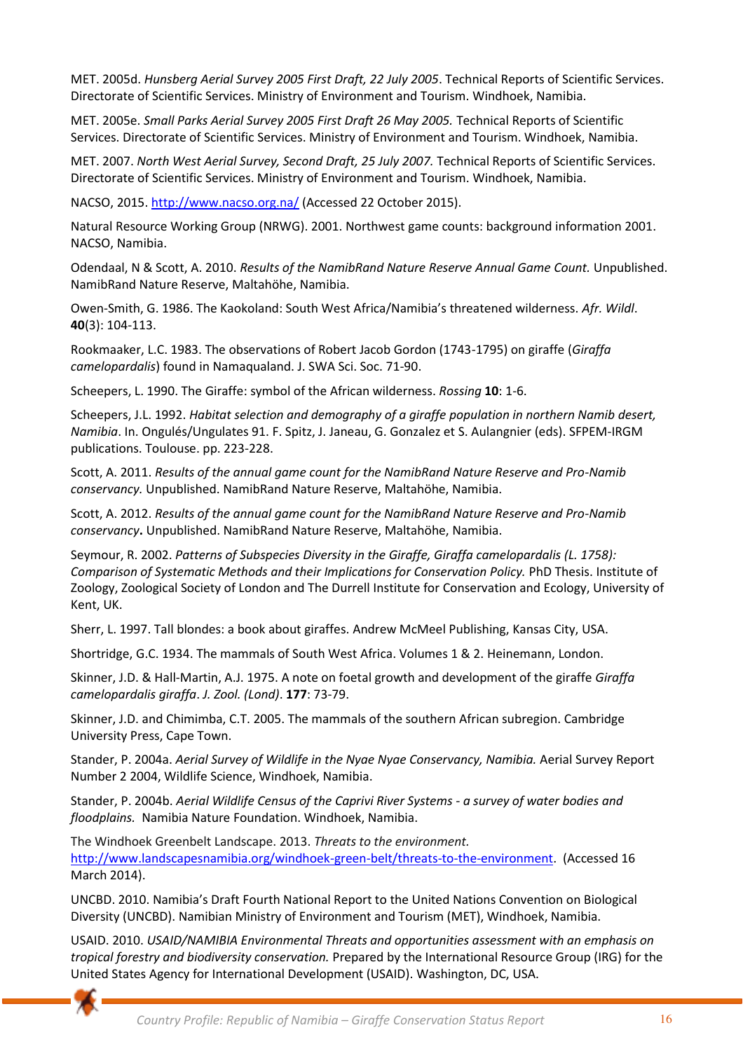MET. 2005d. *Hunsberg Aerial Survey 2005 First Draft, 22 July 2005*. Technical Reports of Scientific Services. Directorate of Scientific Services. Ministry of Environment and Tourism. Windhoek, Namibia.

MET. 2005e. *Small Parks Aerial Survey 2005 First Draft 26 May 2005.* Technical Reports of Scientific Services. Directorate of Scientific Services. Ministry of Environment and Tourism. Windhoek, Namibia.

MET. 2007. *North West Aerial Survey, Second Draft, 25 July 2007.* Technical Reports of Scientific Services. Directorate of Scientific Services. Ministry of Environment and Tourism. Windhoek, Namibia.

NACSO, 2015. http://www.nacso.org.na/ (Accessed 22 October 2015).

Natural Resource Working Group (NRWG). 2001. Northwest game counts: background information 2001. NACSO, Namibia.

Odendaal, N & Scott, A. 2010. *Results of the NamibRand Nature Reserve Annual Game Count.* Unpublished. NamibRand Nature Reserve, Maltahöhe, Namibia.

Owen-Smith, G. 1986. The Kaokoland: South West Africa/Namibia's threatened wilderness. *Afr. Wildl.* **40**(3): 104-113.

Rookmaaker, L.C. 1983. The observations of Robert Jacob Gordon (1743-1795) on giraffe (*Giraffa camelopardalis*) found in Namaqualand. J. SWA Sci. Soc. 71-90.

Scheepers, L. 1990. The Giraffe: symbol of the African wilderness. *Rossing* **10**: 1-6.

Scheepers, J.L. 1992. *Habitat selection and demography of a giraffe population in northern Namib desert, Namibia*. In. Ongulés/Ungulates 91. F. Spitz, J. Janeau, G. Gonzalez et S. Aulangnier (eds). SFPEM-IRGM publications. Toulouse. pp. 223-228.

Scott, A. 2011. *Results of the annual game count for the NamibRand Nature Reserve and Pro-Namib conservancy.* Unpublished. NamibRand Nature Reserve, Maltahöhe, Namibia.

Scott, A. 2012. *Results of the annual game count for the NamibRand Nature Reserve and Pro-Namib conservancy***.** Unpublished. NamibRand Nature Reserve, Maltahöhe, Namibia.

Seymour, R. 2002. *Patterns of Subspecies Diversity in the Giraffe, Giraffa camelopardalis (L. 1758): Comparison of Systematic Methods and their Implications for Conservation Policy.* PhD Thesis. Institute of Zoology, Zoological Society of London and The Durrell Institute for Conservation and Ecology, University of Kent, UK.

Sherr, L. 1997. Tall blondes: a book about giraffes. Andrew McMeel Publishing, Kansas City, USA.

Shortridge, G.C. 1934. The mammals of South West Africa. Volumes 1 & 2. Heinemann, London.

Skinner, J.D. & Hall-Martin, A.J. 1975. A note on foetal growth and development of the giraffe *Giraffa camelopardalis giraffa*. *J. Zool. (Lond)*. **177**: 73-79.

Skinner, J.D. and Chimimba, C.T. 2005. The mammals of the southern African subregion. Cambridge University Press, Cape Town.

Stander, P. 2004a. *Aerial Survey of Wildlife in the Nyae Nyae Conservancy, Namibia.* Aerial Survey Report Number 2 2004, Wildlife Science, Windhoek, Namibia.

Stander, P. 2004b. *Aerial Wildlife Census of the Caprivi River Systems - a survey of water bodies and floodplains.* Namibia Nature Foundation. Windhoek, Namibia.

The Windhoek Greenbelt Landscape. 2013. *Threats to the environment.* http://www.landscapesnamibia.org/windhoek-green-belt/threats-to-the-environment. (Accessed 16 March 2014).

UNCBD. 2010. Namibia's Draft Fourth National Report to the United Nations Convention on Biological Diversity (UNCBD). Namibian Ministry of Environment and Tourism (MET), Windhoek, Namibia.

USAID. 2010. *USAID/NAMIBIA Environmental Threats and opportunities assessment with an emphasis on tropical forestry and biodiversity conservation.* Prepared by the International Resource Group (IRG) for the United States Agency for International Development (USAID). Washington, DC, USA.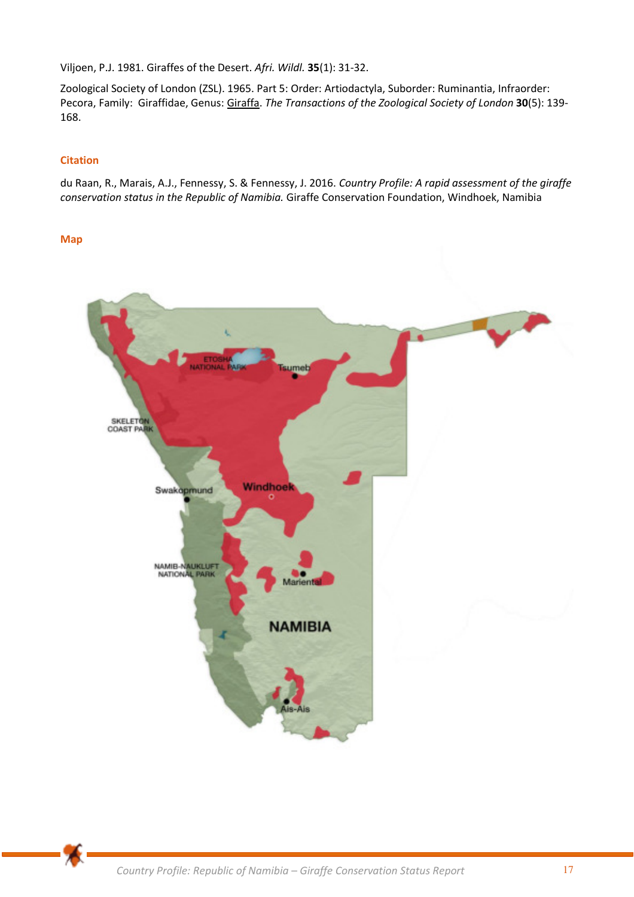Viljoen, P.J. 1981. Giraffes of the Desert. *Afri. Wildl.* **35**(1): 31-32.

Zoological Society of London (ZSL). 1965. Part 5: Order: Artiodactyla, Suborder: Ruminantia, Infraorder: Pecora, Family: Giraffidae, Genus: Giraffa. *The Transactions of the Zoological Society of London* **30**(5): 139-168.

## Citation

du Raan, R., Marais, A.J., Fennessy, S. & Fennessy, J. 2016. *Country Profile: A rapid assessment of the giraffe conservation status in the Republic of Namibia.* Giraffe Conservation Foundation, Windhoek, Namibia

## Map

ETOSHA NATIONAL PARK

Tsumeb

SKELETON COAST PARK

Windhoek

Swakopmund

NAMIB-NAUKLUFT NATIONAL PARK

Mariental

NAMIBIA

Ais-Ais